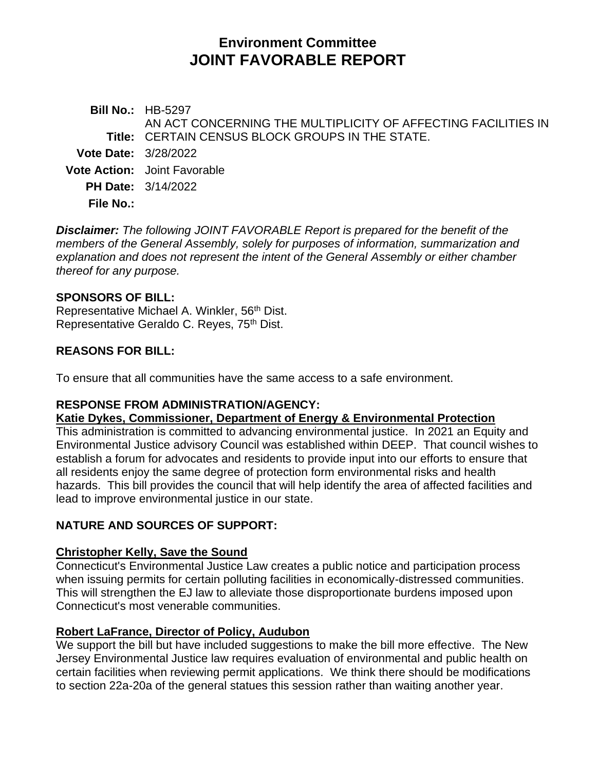# Environment Committee
# JOINT FAVORABLE REPORT

**Bill No.:** HB-5297

**Title:** AN ACT CONCERNING THE MULTIPLICITY OF AFFECTING FACILITIES IN CERTAIN CENSUS BLOCK GROUPS IN THE STATE.

**Vote Date:** 3/28/2022

**Vote Action:** Joint Favorable

**PH Date:** 3/14/2022

**File No.:**

***Disclaimer:*** *The following JOINT FAVORABLE Report is prepared for the benefit of the members of the General Assembly, solely for purposes of information, summarization and explanation and does not represent the intent of the General Assembly or either chamber thereof for any purpose.*

**SPONSORS OF BILL:**

Representative Michael A. Winkler, 56th Dist.
Representative Geraldo C. Reyes, 75th Dist.

**REASONS FOR BILL:**

To ensure that all communities have the same access to a safe environment.

**RESPONSE FROM ADMINISTRATION/AGENCY:**

**Katie Dykes, Commissioner, Department of Energy & Environmental Protection**

This administration is committed to advancing environmental justice. In 2021 an Equity and Environmental Justice advisory Council was established within DEEP. That council wishes to establish a forum for advocates and residents to provide input into our efforts to ensure that all residents enjoy the same degree of protection form environmental risks and health hazards. This bill provides the council that will help identify the area of affected facilities and lead to improve environmental justice in our state.

**NATURE AND SOURCES OF SUPPORT:**

**Christopher Kelly, Save the Sound**

Connecticut's Environmental Justice Law creates a public notice and participation process when issuing permits for certain polluting facilities in economically-distressed communities. This will strengthen the EJ law to alleviate those disproportionate burdens imposed upon Connecticut's most venerable communities.

**Robert LaFrance, Director of Policy, Audubon**

We support the bill but have included suggestions to make the bill more effective. The New Jersey Environmental Justice law requires evaluation of environmental and public health on certain facilities when reviewing permit applications. We think there should be modifications to section 22a-20a of the general statues this session rather than waiting another year.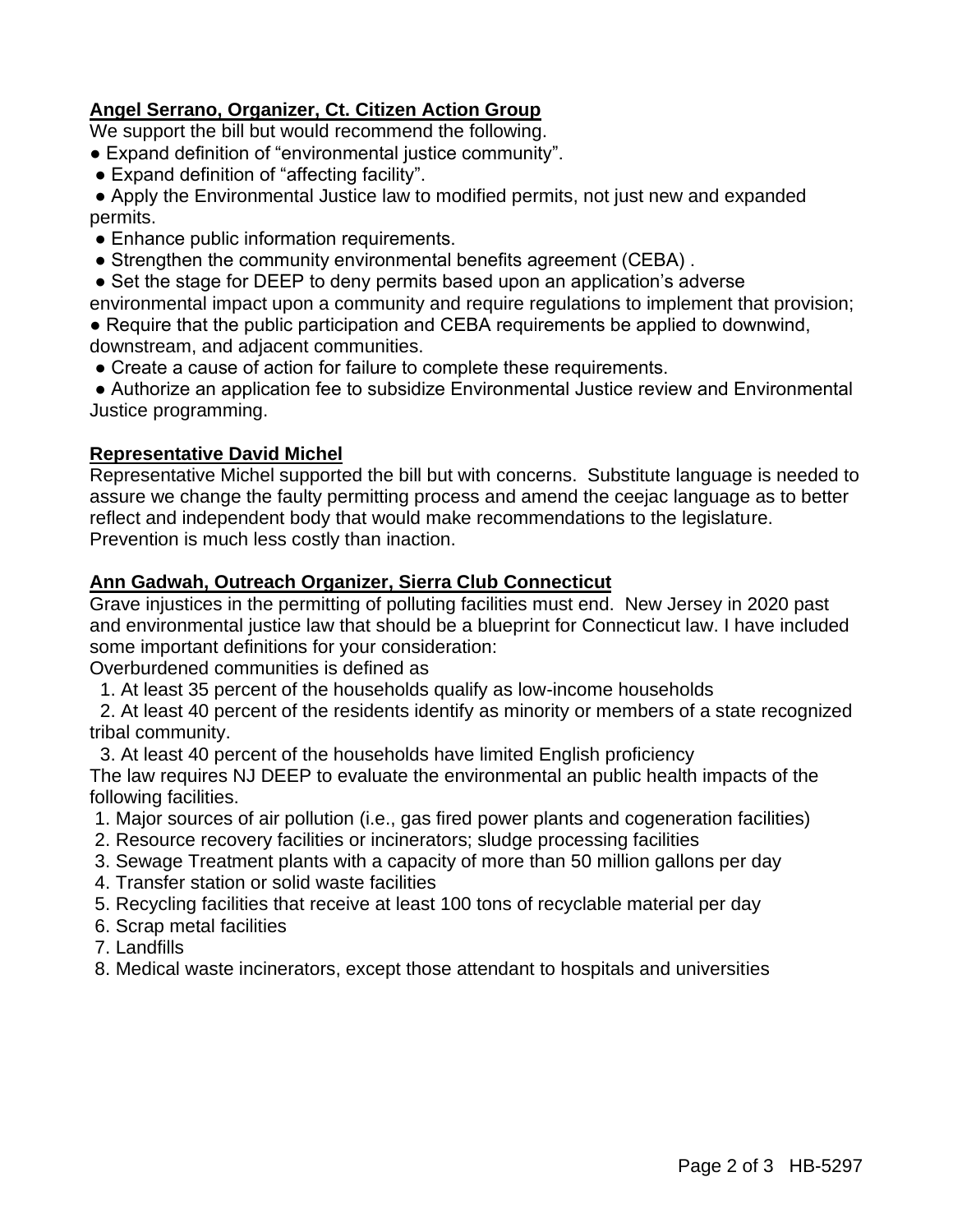**Angel Serrano, Organizer, Ct. Citizen Action Group**

We support the bill but would recommend the following.

- Expand definition of “environmental justice community”.
- Expand definition of “affecting facility”.
- Apply the Environmental Justice law to modified permits, not just new and expanded permits.
- Enhance public information requirements.
- Strengthen the community environmental benefits agreement (CEBA) .
- Set the stage for DEEP to deny permits based upon an application’s adverse environmental impact upon a community and require regulations to implement that provision;
- Require that the public participation and CEBA requirements be applied to downwind, downstream, and adjacent communities.
- Create a cause of action for failure to complete these requirements.
- Authorize an application fee to subsidize Environmental Justice review and Environmental Justice programming.

**Representative David Michel**

Representative Michel supported the bill but with concerns. Substitute language is needed to assure we change the faulty permitting process and amend the ceejac language as to better reflect and independent body that would make recommendations to the legislature. Prevention is much less costly than inaction.

**Ann Gadwah, Outreach Organizer, Sierra Club Connecticut**

Grave injustices in the permitting of polluting facilities must end. New Jersey in 2020 past and environmental justice law that should be a blueprint for Connecticut law. I have included some important definitions for your consideration:

Overburdened communities is defined as

1. At least 35 percent of the households qualify as low-income households
2. At least 40 percent of the residents identify as minority or members of a state recognized tribal community.
3. At least 40 percent of the households have limited English proficiency

The law requires NJ DEEP to evaluate the environmental an public health impacts of the following facilities.

1. Major sources of air pollution (i.e., gas fired power plants and cogeneration facilities)
2. Resource recovery facilities or incinerators; sludge processing facilities
3. Sewage Treatment plants with a capacity of more than 50 million gallons per day
4. Transfer station or solid waste facilities
5. Recycling facilities that receive at least 100 tons of recyclable material per day
6. Scrap metal facilities
7. Landfills
8. Medical waste incinerators, except those attendant to hospitals and universities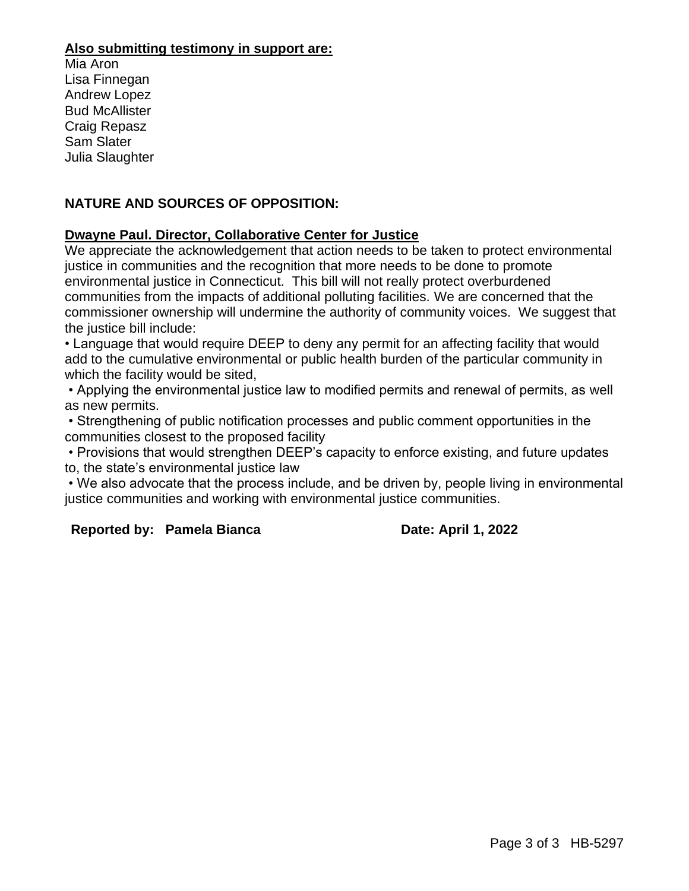**Also submitting testimony in support are:**

Mia Aron
Lisa Finnegan
Andrew Lopez
Bud McAllister
Craig Repasz
Sam Slater
Julia Slaughter

**NATURE AND SOURCES OF OPPOSITION:**

**Dwayne Paul. Director, Collaborative Center for Justice**

We appreciate the acknowledgement that action needs to be taken to protect environmental justice in communities and the recognition that more needs to be done to promote environmental justice in Connecticut. This bill will not really protect overburdened communities from the impacts of additional polluting facilities. We are concerned that the commissioner ownership will undermine the authority of community voices. We suggest that the justice bill include:

- Language that would require DEEP to deny any permit for an affecting facility that would add to the cumulative environmental or public health burden of the particular community in which the facility would be sited,
- Applying the environmental justice law to modified permits and renewal of permits, as well as new permits.
- Strengthening of public notification processes and public comment opportunities in the communities closest to the proposed facility
- Provisions that would strengthen DEEP's capacity to enforce existing, and future updates to, the state's environmental justice law
- We also advocate that the process include, and be driven by, people living in environmental justice communities and working with environmental justice communities.

**Reported by: Pamela Bianca** **Date: April 1, 2022**